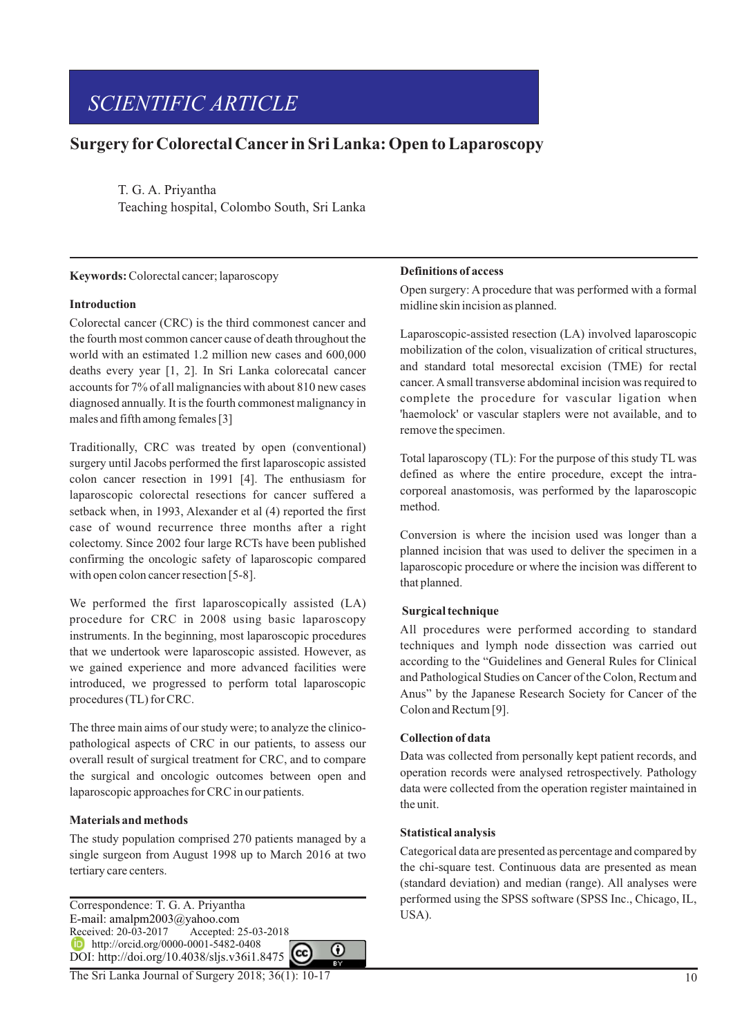SCIENTIFIC ARTICLE

# Surgery for Colorectal Cancer in Sri Lanka: Open to Laparoscopy

T. G. A. Priyantha
Teaching hospital, Colombo South, Sri Lanka

**Keywords:** Colorectal cancer; laparoscopy

## Introduction

Colorectal cancer (CRC) is the third commonest cancer and the fourth most common cancer cause of death throughout the world with an estimated 1.2 million new cases and 600,000 deaths every year [1, 2]. In Sri Lanka colorecatal cancer accounts for 7% of all malignancies with about 810 new cases diagnosed annually. It is the fourth commonest malignancy in males and fifth among females [3]

Traditionally, CRC was treated by open (conventional) surgery until Jacobs performed the first laparoscopic assisted colon cancer resection in 1991 [4]. The enthusiasm for laparoscopic colorectal resections for cancer suffered a setback when, in 1993, Alexander et al (4) reported the first case of wound recurrence three months after a right colectomy. Since 2002 four large RCTs have been published confirming the oncologic safety of laparoscopic compared with open colon cancer resection [5-8].

We performed the first laparoscopically assisted (LA) procedure for CRC in 2008 using basic laparoscopy instruments. In the beginning, most laparoscopic procedures that we undertook were laparoscopic assisted. However, as we gained experience and more advanced facilities were introduced, we progressed to perform total laparoscopic procedures (TL) for CRC.

The three main aims of our study were; to analyze the clinico-pathological aspects of CRC in our patients, to assess our overall result of surgical treatment for CRC, and to compare the surgical and oncologic outcomes between open and laparoscopic approaches for CRC in our patients.

## Materials and methods

The study population comprised 270 patients managed by a single surgeon from August 1998 up to March 2016 at two tertiary care centers.

### Definitions of access

Open surgery: A procedure that was performed with a formal midline skin incision as planned.

Laparoscopic-assisted resection (LA) involved laparoscopic mobilization of the colon, visualization of critical structures, and standard total mesorectal excision (TME) for rectal cancer. A small transverse abdominal incision was required to complete the procedure for vascular ligation when 'haemolock' or vascular staplers were not available, and to remove the specimen.

Total laparoscopy (TL): For the purpose of this study TL was defined as where the entire procedure, except the intra-corporeal anastomosis, was performed by the laparoscopic method.

Conversion is where the incision used was longer than a planned incision that was used to deliver the specimen in a laparoscopic procedure or where the incision was different to that planned.

### Surgical technique

All procedures were performed according to standard techniques and lymph node dissection was carried out according to the "Guidelines and General Rules for Clinical and Pathological Studies on Cancer of the Colon, Rectum and Anus" by the Japanese Research Society for Cancer of the Colon and Rectum [9].

### Collection of data

Data was collected from personally kept patient records, and operation records were analysed retrospectively. Pathology data were collected from the operation register maintained in the unit.

### Statistical analysis

Categorical data are presented as percentage and compared by the chi-square test. Continuous data are presented as mean (standard deviation) and median (range). All analyses were performed using the SPSS software (SPSS Inc., Chicago, IL, USA).

Correspondence: T. G. A. Priyantha
E-mail: amalpm2003@yahoo.com
Received: 20-03-2017 Accepted: 25-03-2018
http://orcid.org/0000-0001-5482-0408
DOI: http://doi.org/10.4038/sljs.v36i1.8475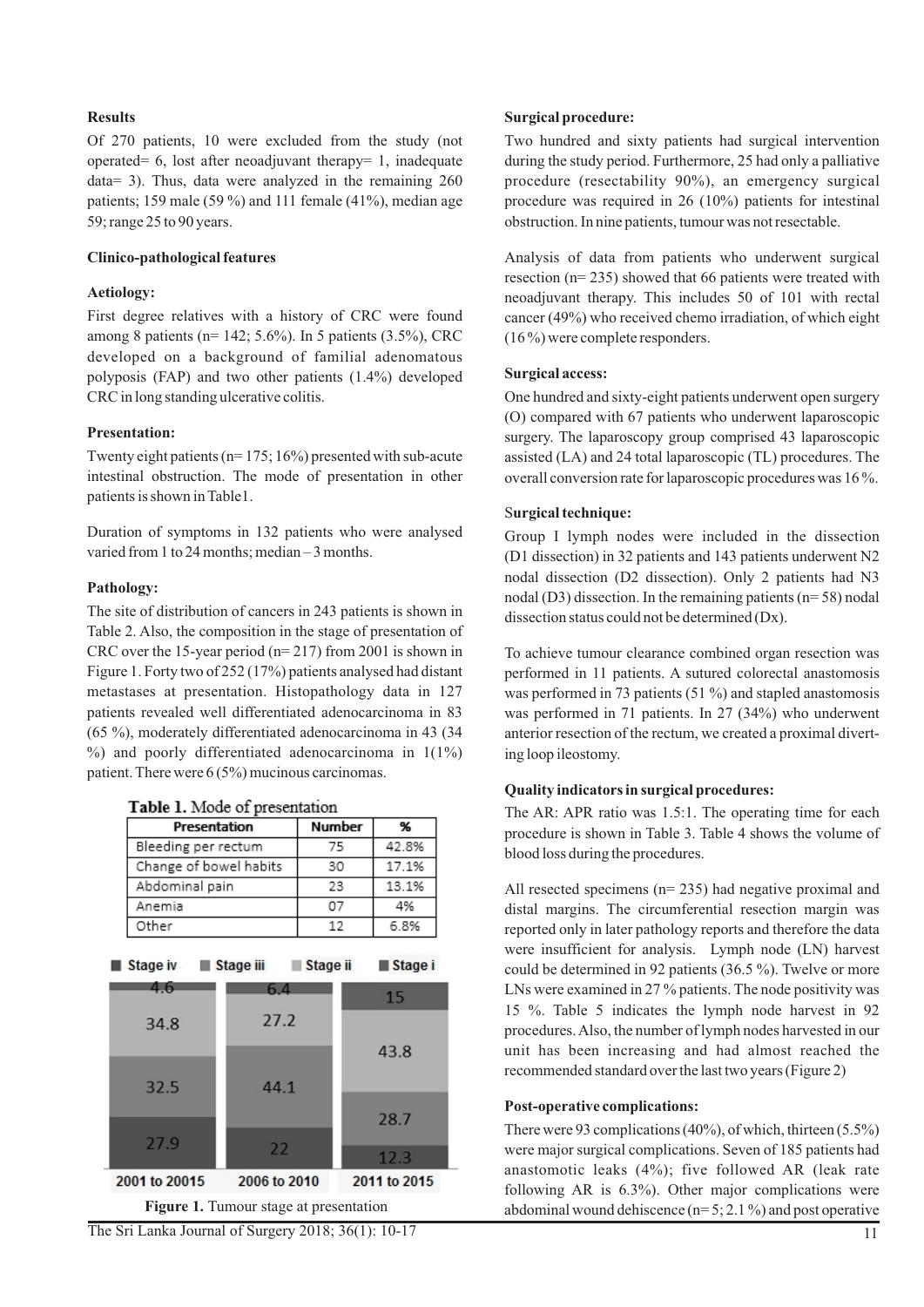**Results**

Of 270 patients, 10 were excluded from the study (not operated= 6, lost after neoadjuvant therapy= 1, inadequate data= 3). Thus, data were analyzed in the remaining 260 patients; 159 male (59 %) and 111 female (41%), median age 59; range 25 to 90 years.

**Clinico-pathological features**

**Aetiology:**

First degree relatives with a history of CRC were found among 8 patients (n= 142; 5.6%). In 5 patients (3.5%), CRC developed on a background of familial adenomatous polyposis (FAP) and two other patients (1.4%) developed CRC in long standing ulcerative colitis.

**Presentation:**

Twenty eight patients (n= 175; 16%) presented with sub-acute intestinal obstruction. The mode of presentation in other patients is shown in Table1.

Duration of symptoms in 132 patients who were analysed varied from 1 to 24 months; median – 3 months.

**Pathology:**

The site of distribution of cancers in 243 patients is shown in Table 2. Also, the composition in the stage of presentation of CRC over the 15-year period (n= 217) from 2001 is shown in Figure 1. Forty two of 252 (17%) patients analysed had distant metastases at presentation. Histopathology data in 127 patients revealed well differentiated adenocarcinoma in 83 (65 %), moderately differentiated adenocarcinoma in 43 (34 %) and poorly differentiated adenocarcinoma in 1(1%) patient. There were 6 (5%) mucinous carcinomas.

**Table 1.** Mode of presentation

| Presentation | Number | % |
|---|---|---|
| Bleeding per rectum | 75 | 42.8% |
| Change of bowel habits | 30 | 17.1% |
| Abdominal pain | 23 | 13.1% |
| Anemia | 07 | 4% |
| Other | 12 | 6.8% |

| | 2001 to 20015 | 2006 to 2010 | 2011 to 2015 |
|---|---|---|---|
| Stage iv | 4.6 | 6.4 | 15 |
| Stage iii | 34.8 | 27.2 | 43.8 |
| Stage ii | 32.5 | 44.1 | 28.7 |
| Stage i | 27.9 | 22 | 12.3 |

**Figure 1.** Tumour stage at presentation

**Surgical procedure:**

Two hundred and sixty patients had surgical intervention during the study period. Furthermore, 25 had only a palliative procedure (resectability 90%), an emergency surgical procedure was required in 26 (10%) patients for intestinal obstruction. In nine patients, tumour was not resectable.

Analysis of data from patients who underwent surgical resection (n= 235) showed that 66 patients were treated with neoadjuvant therapy. This includes 50 of 101 with rectal cancer (49%) who received chemo irradiation, of which eight (16 %) were complete responders.

**Surgical access:**

One hundred and sixty-eight patients underwent open surgery (O) compared with 67 patients who underwent laparoscopic surgery. The laparoscopy group comprised 43 laparoscopic assisted (LA) and 24 total laparoscopic (TL) procedures. The overall conversion rate for laparoscopic procedures was 16 %.

**Surgical technique:**

Group I lymph nodes were included in the dissection (D1 dissection) in 32 patients and 143 patients underwent N2 nodal dissection (D2 dissection). Only 2 patients had N3 nodal (D3) dissection. In the remaining patients (n= 58) nodal dissection status could not be determined (Dx).

To achieve tumour clearance combined organ resection was performed in 11 patients. A sutured colorectal anastomosis was performed in 73 patients (51 %) and stapled anastomosis was performed in 71 patients. In 27 (34%) who underwent anterior resection of the rectum, we created a proximal diverting loop ileostomy.

**Quality indicators in surgical procedures:**

The AR: APR ratio was 1.5:1. The operating time for each procedure is shown in Table 3. Table 4 shows the volume of blood loss during the procedures.

All resected specimens (n= 235) had negative proximal and distal margins. The circumferential resection margin was reported only in later pathology reports and therefore the data were insufficient for analysis. Lymph node (LN) harvest could be determined in 92 patients (36.5 %). Twelve or more LNs were examined in 27 % patients. The node positivity was 15 %. Table 5 indicates the lymph node harvest in 92 procedures. Also, the number of lymph nodes harvested in our unit has been increasing and had almost reached the recommended standard over the last two years (Figure 2)

**Post-operative complications:**

There were 93 complications (40%), of which, thirteen (5.5%) were major surgical complications. Seven of 185 patients had anastomotic leaks (4%); five followed AR (leak rate following AR is 6.3%). Other major complications were abdominal wound dehiscence (n= 5; 2.1 %) and post operative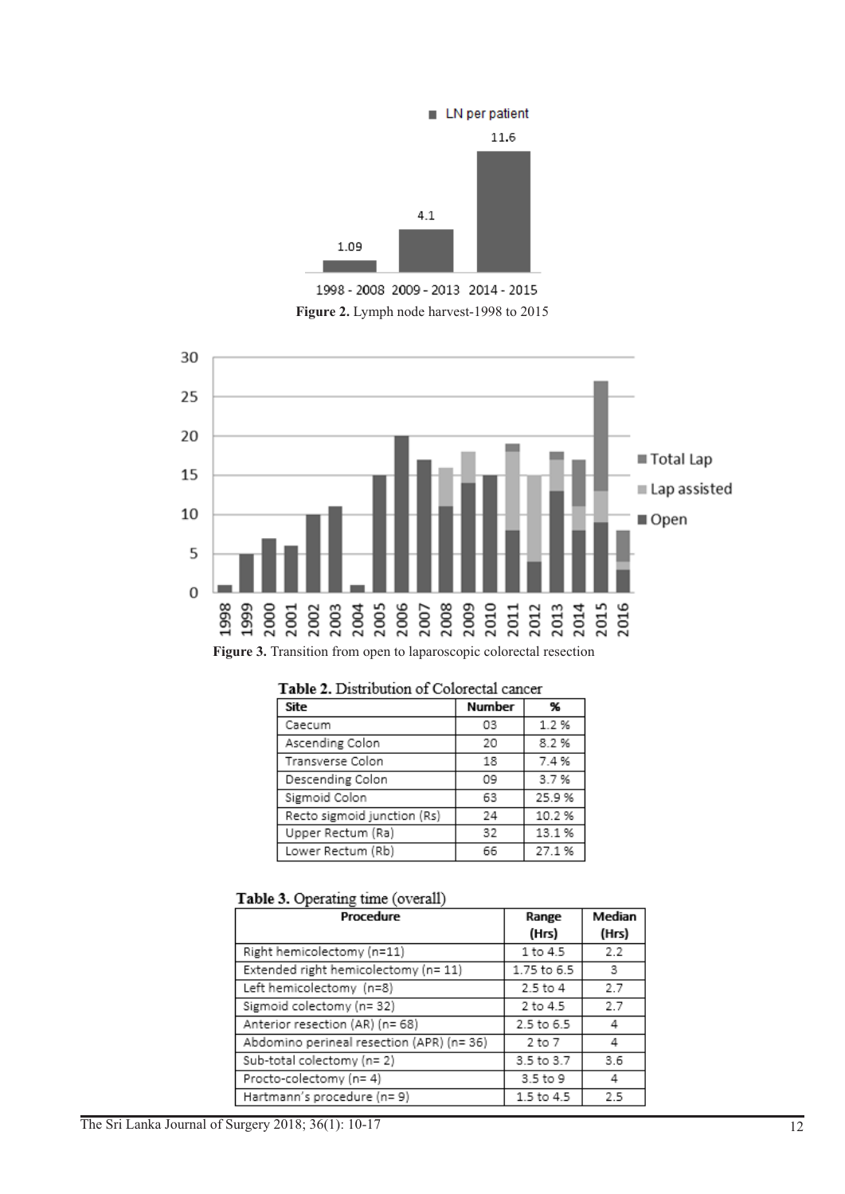Figure 2. Lymph node harvest-1998 to 2015

Figure 3. Transition from open to laparoscopic colorectal resection

**Table 2.** Distribution of Colorectal cancer

| Site | Number | % |
|---|---|---|
| Caecum | 03 | 1.2 % |
| Ascending Colon | 20 | 8.2 % |
| Transverse Colon | 18 | 7.4 % |
| Descending Colon | 09 | 3.7 % |
| Sigmoid Colon | 63 | 25.9 % |
| Recto sigmoid junction (Rs) | 24 | 10.2 % |
| Upper Rectum (Ra) | 32 | 13.1 % |
| Lower Rectum (Rb) | 66 | 27.1 % |

**Table 3.** Operating time (overall)

| Procedure | Range (Hrs) | Median (Hrs) |
|---|---|---|
| Right hemicolectomy (n=11) | 1 to 4.5 | 2.2 |
| Extended right hemicolectomy (n= 11) | 1.75 to 6.5 | 3 |
| Left hemicolectomy (n=8) | 2.5 to 4 | 2.7 |
| Sigmoid colectomy (n= 32) | 2 to 4.5 | 2.7 |
| Anterior resection (AR) (n= 68) | 2.5 to 6.5 | 4 |
| Abdomino perineal resection (APR) (n= 36) | 2 to 7 | 4 |
| Sub-total colectomy (n= 2) | 3.5 to 3.7 | 3.6 |
| Procto-colectomy (n= 4) | 3.5 to 9 | 4 |
| Hartmann's procedure (n= 9) | 1.5 to 4.5 | 2.5 |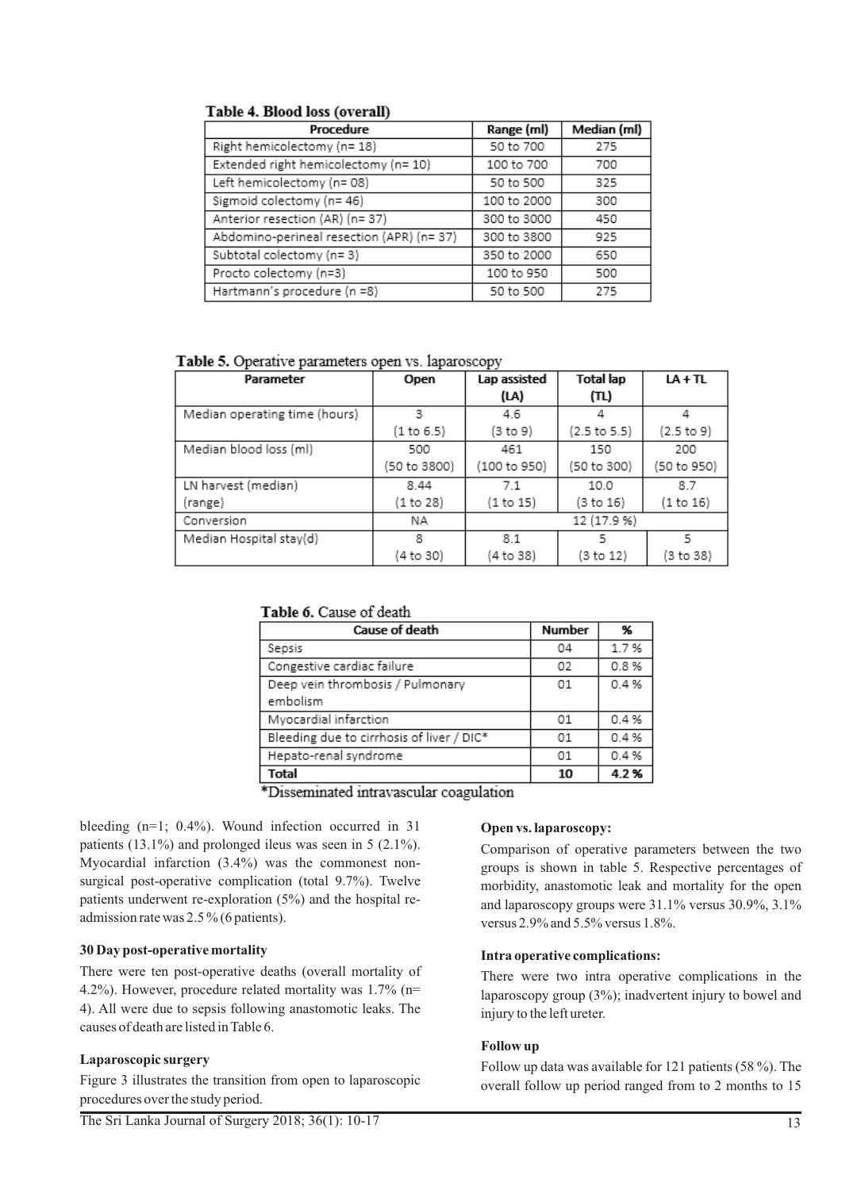**Table 4. Blood loss (overall)**

| Procedure | Range (ml) | Median (ml) |
|---|---|---|
| Right hemicolectomy (n= 18) | 50 to 700 | 275 |
| Extended right hemicolectomy (n= 10) | 100 to 700 | 700 |
| Left hemicolectomy (n= 08) | 50 to 500 | 325 |
| Sigmoid colectomy (n= 46) | 100 to 2000 | 300 |
| Anterior resection (AR) (n= 37) | 300 to 3000 | 450 |
| Abdomino-perineal resection (APR) (n= 37) | 300 to 3800 | 925 |
| Subtotal colectomy (n= 3) | 350 to 2000 | 650 |
| Procto colectomy (n=3) | 100 to 950 | 500 |
| Hartmann's procedure (n =8) | 50 to 500 | 275 |

**Table 5.** Operative parameters open vs. laparoscopy

| Parameter | Open | Lap assisted (LA) | Total lap (TL) | LA + TL |
|---|---|---|---|---|
| Median operating time (hours) | 3 (1 to 6.5) | 4.6 (3 to 9) | 4 (2.5 to 5.5) | 4 (2.5 to 9) |
| Median blood loss (ml) | 500 (50 to 3800) | 461 (100 to 950) | 150 (50 to 300) | 200 (50 to 950) |
| LN harvest (median) (range) | 8.44 (1 to 28) | 7.1 (1 to 15) | 10.0 (3 to 16) | 8.7 (1 to 16) |
| Conversion | NA | 12 (17.9 %) | | |
| Median Hospital stay(d) | 8 (4 to 30) | 8.1 (4 to 38) | 5 (3 to 12) | 5 (3 to 38) |

**Table 6.** Cause of death

| Cause of death | Number | % |
|---|---|---|
| Sepsis | 04 | 1.7 % |
| Congestive cardiac failure | 02 | 0.8 % |
| Deep vein thrombosis / Pulmonary embolism | 01 | 0.4 % |
| Myocardial infarction | 01 | 0.4 % |
| Bleeding due to cirrhosis of liver / DIC* | 01 | 0.4 % |
| Hepato-renal syndrome | 01 | 0.4 % |
| **Total** | **10** | **4.2 %** |

*Disseminated intravascular coagulation

bleeding (n=1; 0.4%). Wound infection occurred in 31 patients (13.1%) and prolonged ileus was seen in 5 (2.1%). Myocardial infarction (3.4%) was the commonest non-surgical post-operative complication (total 9.7%). Twelve patients underwent re-exploration (5%) and the hospital re-admission rate was 2.5 % (6 patients).

**30 Day post-operative mortality**

There were ten post-operative deaths (overall mortality of 4.2%). However, procedure related mortality was 1.7% (n= 4). All were due to sepsis following anastomotic leaks. The causes of death are listed in Table 6.

**Laparoscopic surgery**

Figure 3 illustrates the transition from open to laparoscopic procedures over the study period.

**Open vs. laparoscopy:**

Comparison of operative parameters between the two groups is shown in table 5. Respective percentages of morbidity, anastomotic leak and mortality for the open and laparoscopy groups were 31.1% versus 30.9%, 3.1% versus 2.9% and 5.5% versus 1.8%.

**Intra operative complications:**

There were two intra operative complications in the laparoscopy group (3%); inadvertent injury to bowel and injury to the left ureter.

**Follow up**

Follow up data was available for 121 patients (58 %). The overall follow up period ranged from to 2 months to 15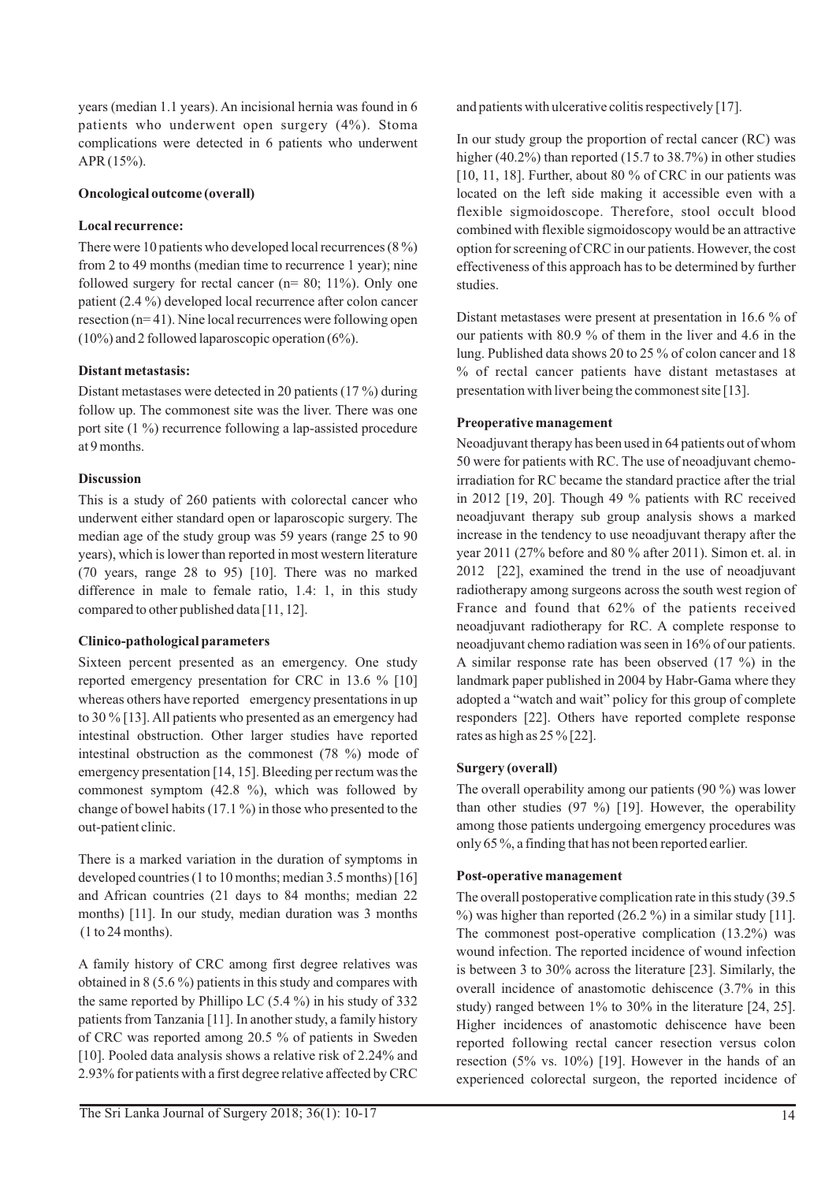years (median 1.1 years). An incisional hernia was found in 6 patients who underwent open surgery (4%). Stoma complications were detected in 6 patients who underwent APR (15%).

**Oncological outcome (overall)**

**Local recurrence:**

There were 10 patients who developed local recurrences (8 %) from 2 to 49 months (median time to recurrence 1 year); nine followed surgery for rectal cancer (n= 80; 11%). Only one patient (2.4 %) developed local recurrence after colon cancer resection (n= 41). Nine local recurrences were following open (10%) and 2 followed laparoscopic operation (6%).

**Distant metastasis:**

Distant metastases were detected in 20 patients (17 %) during follow up. The commonest site was the liver. There was one port site (1 %) recurrence following a lap-assisted procedure at 9 months.

**Discussion**

This is a study of 260 patients with colorectal cancer who underwent either standard open or laparoscopic surgery. The median age of the study group was 59 years (range 25 to 90 years), which is lower than reported in most western literature (70 years, range 28 to 95) [10]. There was no marked difference in male to female ratio, 1.4: 1, in this study compared to other published data [11, 12].

**Clinico-pathological parameters**

Sixteen percent presented as an emergency. One study reported emergency presentation for CRC in 13.6 % [10] whereas others have reported emergency presentations in up to 30 % [13]. All patients who presented as an emergency had intestinal obstruction. Other larger studies have reported intestinal obstruction as the commonest (78 %) mode of emergency presentation [14, 15]. Bleeding per rectum was the commonest symptom (42.8 %), which was followed by change of bowel habits (17.1 %) in those who presented to the out-patient clinic.

There is a marked variation in the duration of symptoms in developed countries (1 to 10 months; median 3.5 months) [16] and African countries (21 days to 84 months; median 22 months) [11]. In our study, median duration was 3 months (1 to 24 months).

A family history of CRC among first degree relatives was obtained in 8 (5.6 %) patients in this study and compares with the same reported by Phillipo LC (5.4 %) in his study of 332 patients from Tanzania [11]. In another study, a family history of CRC was reported among 20.5 % of patients in Sweden [10]. Pooled data analysis shows a relative risk of 2.24% and 2.93% for patients with a first degree relative affected by CRC and patients with ulcerative colitis respectively [17].

In our study group the proportion of rectal cancer (RC) was higher (40.2%) than reported (15.7 to 38.7%) in other studies [10, 11, 18]. Further, about 80 % of CRC in our patients was located on the left side making it accessible even with a flexible sigmoidoscope. Therefore, stool occult blood combined with flexible sigmoidoscopy would be an attractive option for screening of CRC in our patients. However, the cost effectiveness of this approach has to be determined by further studies.

Distant metastases were present at presentation in 16.6 % of our patients with 80.9 % of them in the liver and 4.6 in the lung. Published data shows 20 to 25 % of colon cancer and 18 % of rectal cancer patients have distant metastases at presentation with liver being the commonest site [13].

**Preoperative management**

Neoadjuvant therapy has been used in 64 patients out of whom 50 were for patients with RC. The use of neoadjuvant chemo-irradiation for RC became the standard practice after the trial in 2012 [19, 20]. Though 49 % patients with RC received neoadjuvant therapy sub group analysis shows a marked increase in the tendency to use neoadjuvant therapy after the year 2011 (27% before and 80 % after 2011). Simon et. al. in 2012 [22], examined the trend in the use of neoadjuvant radiotherapy among surgeons across the south west region of France and found that 62% of the patients received neoadjuvant radiotherapy for RC. A complete response to neoadjuvant chemo radiation was seen in 16% of our patients. A similar response rate has been observed (17 %) in the landmark paper published in 2004 by Habr-Gama where they adopted a "watch and wait" policy for this group of complete responders [22]. Others have reported complete response rates as high as 25 % [22].

**Surgery (overall)**

The overall operability among our patients (90 %) was lower than other studies (97 %) [19]. However, the operability among those patients undergoing emergency procedures was only 65 %, a finding that has not been reported earlier.

**Post-operative management**

The overall postoperative complication rate in this study (39.5 %) was higher than reported (26.2 %) in a similar study [11]. The commonest post-operative complication (13.2%) was wound infection. The reported incidence of wound infection is between 3 to 30% across the literature [23]. Similarly, the overall incidence of anastomotic dehiscence (3.7% in this study) ranged between 1% to 30% in the literature [24, 25]. Higher incidences of anastomotic dehiscence have been reported following rectal cancer resection versus colon resection (5% vs. 10%) [19]. However in the hands of an experienced colorectal surgeon, the reported incidence of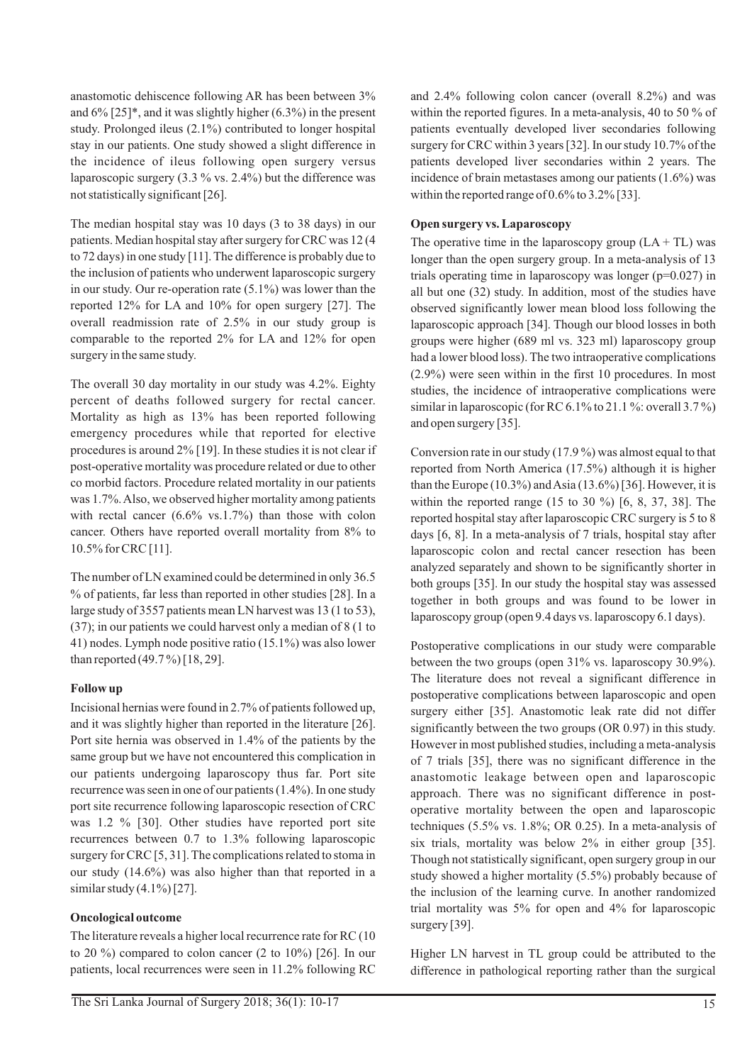anastomotic dehiscence following AR has been between 3% and 6% [25]*, and it was slightly higher (6.3%) in the present study. Prolonged ileus (2.1%) contributed to longer hospital stay in our patients. One study showed a slight difference in the incidence of ileus following open surgery versus laparoscopic surgery (3.3 % vs. 2.4%) but the difference was not statistically significant [26].

The median hospital stay was 10 days (3 to 38 days) in our patients. Median hospital stay after surgery for CRC was 12 (4 to 72 days) in one study [11]. The difference is probably due to the inclusion of patients who underwent laparoscopic surgery in our study. Our re-operation rate (5.1%) was lower than the reported 12% for LA and 10% for open surgery [27]. The overall readmission rate of 2.5% in our study group is comparable to the reported 2% for LA and 12% for open surgery in the same study.

The overall 30 day mortality in our study was 4.2%. Eighty percent of deaths followed surgery for rectal cancer. Mortality as high as 13% has been reported following emergency procedures while that reported for elective procedures is around 2% [19]. In these studies it is not clear if post-operative mortality was procedure related or due to other co morbid factors. Procedure related mortality in our patients was 1.7%. Also, we observed higher mortality among patients with rectal cancer (6.6% vs.1.7%) than those with colon cancer. Others have reported overall mortality from 8% to 10.5% for CRC [11].

The number of LN examined could be determined in only 36.5 % of patients, far less than reported in other studies [28]. In a large study of 3557 patients mean LN harvest was 13 (1 to 53), (37); in our patients we could harvest only a median of 8 (1 to 41) nodes. Lymph node positive ratio (15.1%) was also lower than reported (49.7 %) [18, 29].

**Follow up**

Incisional hernias were found in 2.7% of patients followed up, and it was slightly higher than reported in the literature [26]. Port site hernia was observed in 1.4% of the patients by the same group but we have not encountered this complication in our patients undergoing laparoscopy thus far. Port site recurrence was seen in one of our patients (1.4%). In one study port site recurrence following laparoscopic resection of CRC was 1.2 % [30]. Other studies have reported port site recurrences between 0.7 to 1.3% following laparoscopic surgery for CRC [5, 31]. The complications related to stoma in our study (14.6%) was also higher than that reported in a similar study (4.1%) [27].

**Oncological outcome**

The literature reveals a higher local recurrence rate for RC (10 to 20 %) compared to colon cancer (2 to 10%) [26]. In our patients, local recurrences were seen in 11.2% following RC and 2.4% following colon cancer (overall 8.2%) and was within the reported figures. In a meta-analysis, 40 to 50 % of patients eventually developed liver secondaries following surgery for CRC within 3 years [32]. In our study 10.7% of the patients developed liver secondaries within 2 years. The incidence of brain metastases among our patients (1.6%) was within the reported range of 0.6% to 3.2% [33].

**Open surgery vs. Laparoscopy**

The operative time in the laparoscopy group (LA + TL) was longer than the open surgery group. In a meta-analysis of 13 trials operating time in laparoscopy was longer (p=0.027) in all but one (32) study. In addition, most of the studies have observed significantly lower mean blood loss following the laparoscopic approach [34]. Though our blood losses in both groups were higher (689 ml vs. 323 ml) laparoscopy group had a lower blood loss). The two intraoperative complications (2.9%) were seen within in the first 10 procedures. In most studies, the incidence of intraoperative complications were similar in laparoscopic (for RC 6.1% to 21.1 %: overall 3.7 %) and open surgery [35].

Conversion rate in our study (17.9 %) was almost equal to that reported from North America (17.5%) although it is higher than the Europe (10.3%) and Asia (13.6%) [36]. However, it is within the reported range (15 to 30 %) [6, 8, 37, 38]. The reported hospital stay after laparoscopic CRC surgery is 5 to 8 days [6, 8]. In a meta-analysis of 7 trials, hospital stay after laparoscopic colon and rectal cancer resection has been analyzed separately and shown to be significantly shorter in both groups [35]. In our study the hospital stay was assessed together in both groups and was found to be lower in laparoscopy group (open 9.4 days vs. laparoscopy 6.1 days).

Postoperative complications in our study were comparable between the two groups (open 31% vs. laparoscopy 30.9%). The literature does not reveal a significant difference in postoperative complications between laparoscopic and open surgery either [35]. Anastomotic leak rate did not differ significantly between the two groups (OR 0.97) in this study. However in most published studies, including a meta-analysis of 7 trials [35], there was no significant difference in the anastomotic leakage between open and laparoscopic approach. There was no significant difference in post-operative mortality between the open and laparoscopic techniques (5.5% vs. 1.8%; OR 0.25). In a meta-analysis of six trials, mortality was below 2% in either group [35]. Though not statistically significant, open surgery group in our study showed a higher mortality (5.5%) probably because of the inclusion of the learning curve. In another randomized trial mortality was 5% for open and 4% for laparoscopic surgery [39].

Higher LN harvest in TL group could be attributed to the difference in pathological reporting rather than the surgical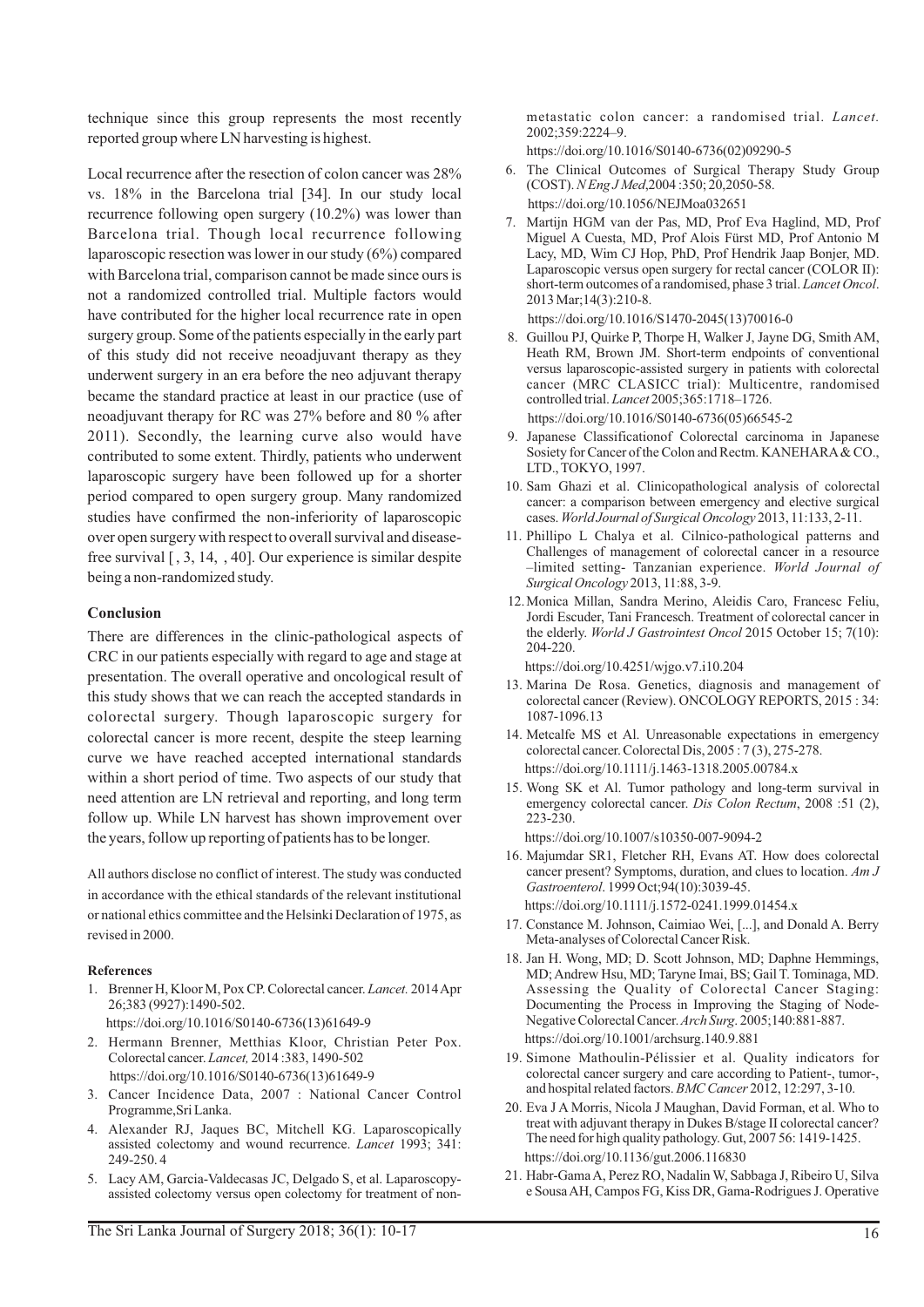technique since this group represents the most recently reported group where LN harvesting is highest.

Local recurrence after the resection of colon cancer was 28% vs. 18% in the Barcelona trial [34]. In our study local recurrence following open surgery (10.2%) was lower than Barcelona trial. Though local recurrence following laparoscopic resection was lower in our study (6%) compared with Barcelona trial, comparison cannot be made since ours is not a randomized controlled trial. Multiple factors would have contributed for the higher local recurrence rate in open surgery group. Some of the patients especially in the early part of this study did not receive neoadjuvant therapy as they underwent surgery in an era before the neo adjuvant therapy became the standard practice at least in our practice (use of neoadjuvant therapy for RC was 27% before and 80 % after 2011). Secondly, the learning curve also would have contributed to some extent. Thirdly, patients who underwent laparoscopic surgery have been followed up for a shorter period compared to open surgery group. Many randomized studies have confirmed the non-inferiority of laparoscopic over open surgery with respect to overall survival and disease-free survival [ , 3, 14, , 40]. Our experience is similar despite being a non-randomized study.

## Conclusion

There are differences in the clinic-pathological aspects of CRC in our patients especially with regard to age and stage at presentation. The overall operative and oncological result of this study shows that we can reach the accepted standards in colorectal surgery. Though laparoscopic surgery for colorectal cancer is more recent, despite the steep learning curve we have reached accepted international standards within a short period of time. Two aspects of our study that need attention are LN retrieval and reporting, and long term follow up. While LN harvest has shown improvement over the years, follow up reporting of patients has to be longer.

All authors disclose no conflict of interest. The study was conducted in accordance with the ethical standards of the relevant institutional or national ethics committee and the Helsinki Declaration of 1975, as revised in 2000.

### References

1. Brenner H, Kloor M, Pox CP. Colorectal cancer. *Lancet.* 2014 Apr 26;383 (9927):1490-502. https://doi.org/10.1016/S0140-6736(13)61649-9
2. Hermann Brenner, Metthias Kloor, Christian Peter Pox. Colorectal cancer. *Lancet,* 2014 :383, 1490-502 https://doi.org/10.1016/S0140-6736(13)61649-9
3. Cancer Incidence Data, 2007 : National Cancer Control Programme,Sri Lanka.
4. Alexander RJ, Jaques BC, Mitchell KG. Laparoscopically assisted colectomy and wound recurrence. *Lancet* 1993; 341: 249-250. 4
5. Lacy AM, Garcia-Valdecasas JC, Delgado S, et al. Laparoscopy-assisted colectomy versus open colectomy for treatment of non-metastatic colon cancer: a randomised trial. *Lancet.* 2002;359:2224–9. https://doi.org/10.1016/S0140-6736(02)09290-5
6. The Clinical Outcomes of Surgical Therapy Study Group (COST). *N Eng J Med*,2004 :350; 20,2050-58. https://doi.org/10.1056/NEJMoa032651
7. Martijn HGM van der Pas, MD, Prof Eva Haglind, MD, Prof Miguel A Cuesta, MD, Prof Alois Fürst MD, Prof Antonio M Lacy, MD, Wim CJ Hop, PhD, Prof Hendrik Jaap Bonjer, MD. Laparoscopic versus open surgery for rectal cancer (COLOR II): short-term outcomes of a randomised, phase 3 trial. *Lancet Oncol*. 2013 Mar;14(3):210-8. https://doi.org/10.1016/S1470-2045(13)70016-0
8. Guillou PJ, Quirke P, Thorpe H, Walker J, Jayne DG, Smith AM, Heath RM, Brown JM. Short-term endpoints of conventional versus laparoscopic-assisted surgery in patients with colorectal cancer (MRC CLASICC trial): Multicentre, randomised controlled trial. *Lancet* 2005;365:1718–1726. https://doi.org/10.1016/S0140-6736(05)66545-2
9. Japanese Classificationof Colorectal carcinoma in Japanese Sosiety for Cancer of the Colon and Rectm. KANEHARA & CO., LTD., TOKYO, 1997.
10. Sam Ghazi et al. Clinicopathological analysis of colorectal cancer: a comparison between emergency and elective surgical cases. *World Journal of Surgical Oncology* 2013, 11:133, 2-11.
11. Phillipo L Chalya et al. Cilnico-pathological patterns and Challenges of management of colorectal cancer in a resource –limited setting- Tanzanian experience. *World Journal of Surgical Oncology* 2013, 11:88, 3-9.
12. Monica Millan, Sandra Merino, Aleidis Caro, Francesc Feliu, Jordi Escuder, Tani Francesch. Treatment of colorectal cancer in the elderly. *World J Gastrointest Oncol* 2015 October 15; 7(10): 204-220. https://doi.org/10.4251/wjgo.v7.i10.204
13. Marina De Rosa. Genetics, diagnosis and management of colorectal cancer (Review). ONCOLOGY REPORTS, 2015 : 34: 1087-1096.13
14. Metcalfe MS et Al. Unreasonable expectations in emergency colorectal cancer. Colorectal Dis, 2005 : 7 (3), 275-278. https://doi.org/10.1111/j.1463-1318.2005.00784.x
15. Wong SK et Al. Tumor pathology and long-term survival in emergency colorectal cancer. *Dis Colon Rectum*, 2008 :51 (2), 223-230. https://doi.org/10.1007/s10350-007-9094-2
16. Majumdar SR1, Fletcher RH, Evans AT. How does colorectal cancer present? Symptoms, duration, and clues to location. *Am J Gastroenterol*. 1999 Oct;94(10):3039-45. https://doi.org/10.1111/j.1572-0241.1999.01454.x
17. Constance M. Johnson, Caimiao Wei, [...], and Donald A. Berry Meta-analyses of Colorectal Cancer Risk.
18. Jan H. Wong, MD; D. Scott Johnson, MD; Daphne Hemmings, MD; Andrew Hsu, MD; Taryne Imai, BS; Gail T. Tominaga, MD. Assessing the Quality of Colorectal Cancer Staging: Documenting the Process in Improving the Staging of Node-Negative Colorectal Cancer. *Arch Surg*. 2005;140:881-887. https://doi.org/10.1001/archsurg.140.9.881
19. Simone Mathoulin-Pélissier et al. Quality indicators for colorectal cancer surgery and care according to Patient-, tumor-, and hospital related factors. *BMC Cancer* 2012, 12:297, 3-10.
20. Eva J A Morris, Nicola J Maughan, David Forman, et al. Who to treat with adjuvant therapy in Dukes B/stage II colorectal cancer? The need for high quality pathology. Gut, 2007 56: 1419-1425. https://doi.org/10.1136/gut.2006.116830
21. Habr-Gama A, Perez RO, Nadalin W, Sabbaga J, Ribeiro U, Silva e Sousa AH, Campos FG, Kiss DR, Gama-Rodrigues J. Operative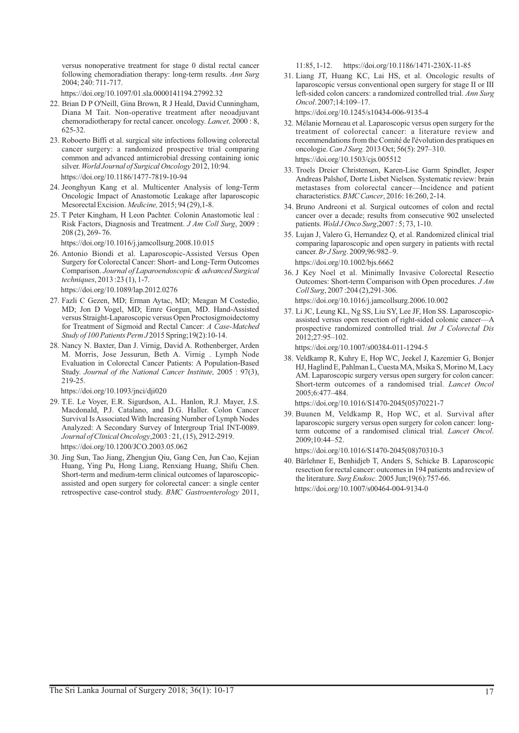versus nonoperative treatment for stage 0 distal rectal cancer following chemoradiation therapy: long-term results. *Ann Surg* 2004; 240: 711-717.

https://doi.org/10.1097/01.sla.0000141194.27992.32

22. Brian D P O'Neill, Gina Brown, R J Heald, David Cunningham, Diana M Tait. Non-operative treatment after neoadjuvant chemoradiotherapy for rectal cancer. oncology. *Lancet,* 2000 : 8, 625-32.

23. Roboerto Biffi et al. surgical site infections following colorectal cancer surgery: a randomized prospective trial comparing common and advanced antimicrobial dressing containing ionic silver. *World Journal of Surgical Oncology* 2012, 10:94.

    https://doi.org/10.1186/1477-7819-10-94

24. Jeonghyun Kang et al. Multicenter Analysis of long-Term Oncologic Impact of Anastomotic Leakage after laparoscopic Mesorectal Excision. *Medicine,* 2015; 94 (29),1-8.

25. T Peter Kingham, H Leon Pachter. Colonin Anastomotic leal : Risk Factors, Diagnosis and Treatment. *J Am Coll Surg*, 2009 : 208 (2), 269- 76.

    https://doi.org/10.1016/j.jamcollsurg.2008.10.015

26. Antonio Biondi et al. Laparoscopic-Assisted Versus Open Surgery for Colorectal Cancer: Short- and Long-Term Outcomes Comparison. *Journal of Laparoendoscopic & advanced Surgical techniques*, 2013 :23 (1), 1-7.

    https://doi.org/10.1089/lap.2012.0276

27. Fazli C Gezen, MD; Erman Aytac, MD; Meagan M Costedio, MD; Jon D Vogel, MD; Emre Gorgun, MD. Hand-Assisted versus Straight-Laparoscopic versus Open Proctosigmoidectomy for Treatment of Sigmoid and Rectal Cancer: *A Case-Matched Study of 100 Patients Perm J* 2015 Spring;19(2):10-14.

28. Nancy N. Baxter, Dan J. Virnig, David A. Rothenberger, Arden M. Morris, Jose Jessurun, Beth A. Virnig . Lymph Node Evaluation in Colorectal Cancer Patients: A Population-Based Study. *Journal of the National Cancer Institute,* 2005 : 97(3), 219-25.

    https://doi.org/10.1093/jnci/dji020

29. T.E. Le Voyer, E.R. Sigurdson, A.L. Hanlon, R.J. Mayer, J.S. Macdonald, P.J. Catalano, and D.G. Haller. Colon Cancer Survival Is Associated With Increasing Number of Lymph Nodes Analyzed: A Secondary Survey of Intergroup Trial INT-0089. *Journal of Clinical Oncology*,2003 : 21, (15), 2912-2919.

    https://doi.org/10.1200/JCO.2003.05.062

30. Jing Sun, Tao Jiang, Zhengjun Qiu, Gang Cen, Jun Cao, Kejian Huang, Ying Pu, Hong Liang, Renxiang Huang, Shifu Chen. Short-term and medium-term clinical outcomes of laparoscopic-assisted and open surgery for colorectal cancer: a single center retrospective case-control study. *BMC Gastroenterology* 2011, 11:85, 1-12. https://doi.org/10.1186/1471-230X-11-85

31. Liang JT, Huang KC, Lai HS, et al. Oncologic results of laparoscopic versus conventional open surgery for stage II or III left-sided colon cancers: a randomized controlled trial. *Ann Surg Oncol*. 2007;14:109–17.

    https://doi.org/10.1245/s10434-006-9135-4

32. Mélanie Morneau et al. Laparoscopic versus open surgery for the treatment of colorectal cancer: a literature review and recommendations from the Comité de l'évolution des pratiques en oncologie. *Can J Surg.* 2013 Oct; 56(5): 297–310.

    https://doi.org/10.1503/cjs.005512

33. Troels Dreier Christensen, Karen-Lise Garm Spindler, Jesper Andreas Palshof, Dorte Lisbet Nielsen. Systematic review: brain metastases from colorectal cancer—Incidence and patient characteristics. *BMC Cancer*, 2016: 16:260, 2-14.

34. Bruno Andreoni et al. Surgical outcomes of colon and rectal cancer over a decade; results from consecutive 902 unselected patients. *Wold J Onco Surg*,2007 : 5; 73, 1-10.

35. Lujan J, Valero G, Hernandez Q, et al. Randomized clinical trial comparing laparoscopic and open surgery in patients with rectal cancer. *Br J Surg*. 2009;96:982–9.

    https://doi.org/10.1002/bjs.6662

36. J Key Noel et al. Minimally Invasive Colorectal Resectio Outcomes: Short-term Comparison with Open procedures. *J Am Coll Surg*, 2007 :204 (2),291-306.

    https://doi.org/10.1016/j.jamcollsurg.2006.10.002

37. Li JC, Leung KL, Ng SS, Liu SY, Lee JF, Hon SS. Laparoscopic-assisted versus open resection of right-sided colonic cancer—A prospective randomized controlled trial. *Int J Colorectal Dis* 2012;27:95–102.

    https://doi.org/10.1007/s00384-011-1294-5

38. Veldkamp R, Kuhry E, Hop WC, Jeekel J, Kazemier G, Bonjer HJ, Haglind E, Pahlman L, Cuesta MA, Msika S, Morino M, Lacy AM. Laparoscopic surgery versus open surgery for colon cancer: Short-term outcomes of a randomised trial. *Lancet Oncol* 2005;6:477–484.

    https://doi.org/10.1016/S1470-2045(05)70221-7

39. Buunen M, Veldkamp R, Hop WC, et al. Survival after laparoscopic surgery versus open surgery for colon cancer: long-term outcome of a randomised clinical trial. *Lancet Oncol*. 2009;10:44–52.

    https://doi.org/10.1016/S1470-2045(08)70310-3

40. Bärlehner E, Benhidjeb T, Anders S, Schicke B. Laparoscopic resection for rectal cancer: outcomes in 194 patients and review of the literature. *Surg Endosc.* 2005 Jun;19(6):757-66.

    https://doi.org/10.1007/s00464-004-9134-0